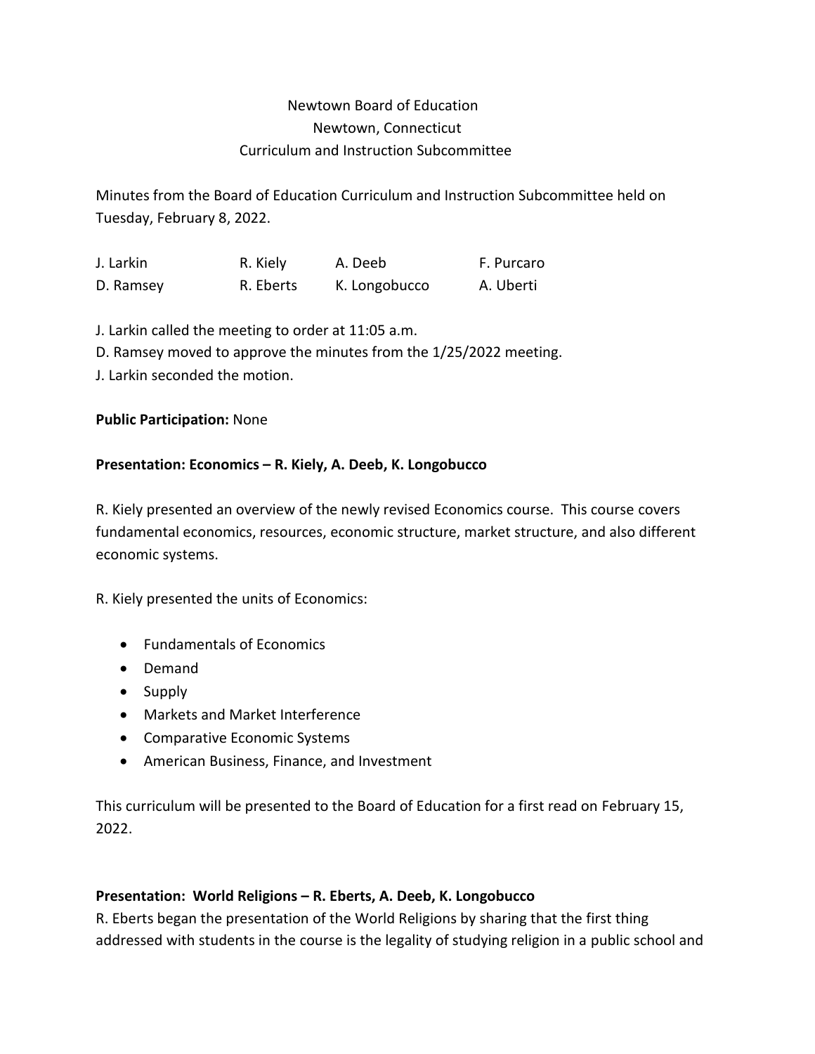Newtown Board of Education
Newtown, Connecticut
Curriculum and Instruction Subcommittee

Minutes from the Board of Education Curriculum and Instruction Subcommittee held on Tuesday, February 8, 2022.

| J. Larkin | R. Kiely | A. Deeb | F. Purcaro |
|---|---|---|---|
| D. Ramsey | R. Eberts | K. Longobucco | A. Uberti |

J. Larkin called the meeting to order at 11:05 a.m.
D. Ramsey moved to approve the minutes from the 1/25/2022 meeting.
J. Larkin seconded the motion.

**Public Participation:** None

**Presentation: Economics – R. Kiely, A. Deeb, K. Longobucco**

R. Kiely presented an overview of the newly revised Economics course. This course covers fundamental economics, resources, economic structure, market structure, and also different economic systems.

R. Kiely presented the units of Economics:

- Fundamentals of Economics
- Demand
- Supply
- Markets and Market Interference
- Comparative Economic Systems
- American Business, Finance, and Investment

This curriculum will be presented to the Board of Education for a first read on February 15, 2022.

**Presentation: World Religions – R. Eberts, A. Deeb, K. Longobucco**

R. Eberts began the presentation of the World Religions by sharing that the first thing addressed with students in the course is the legality of studying religion in a public school and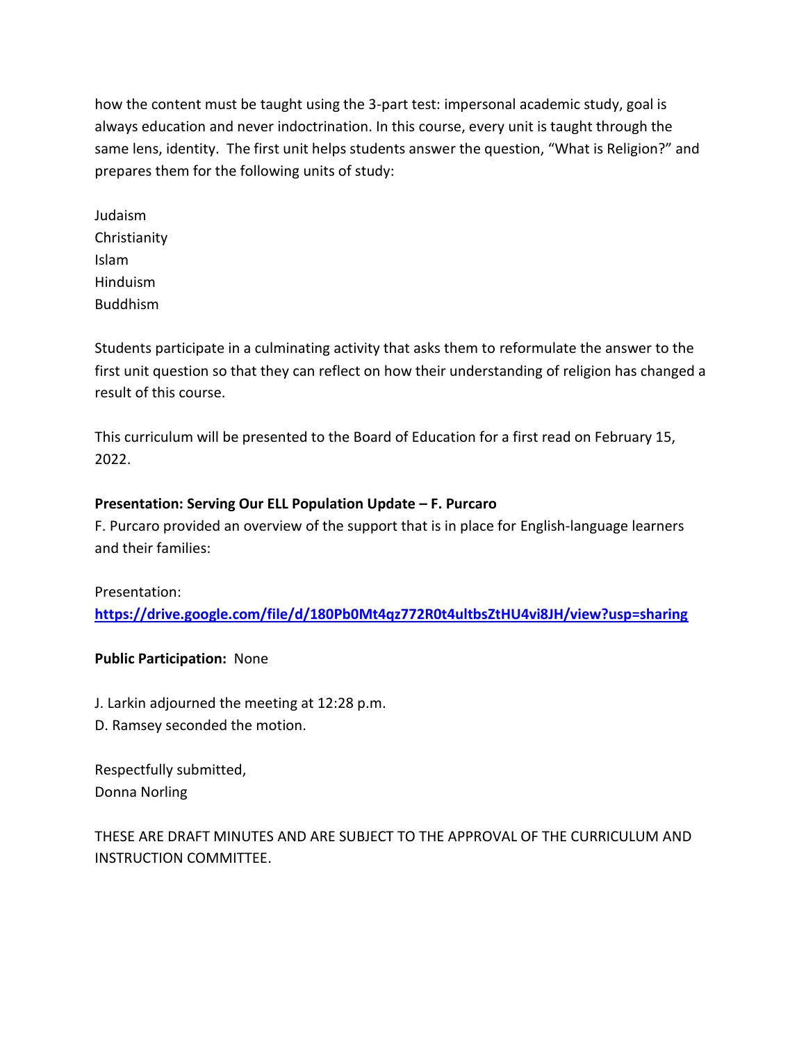how the content must be taught using the 3-part test: impersonal academic study, goal is always education and never indoctrination. In this course, every unit is taught through the same lens, identity. The first unit helps students answer the question, "What is Religion?" and prepares them for the following units of study:

Judaism
Christianity
Islam
Hinduism
Buddhism

Students participate in a culminating activity that asks them to reformulate the answer to the first unit question so that they can reflect on how their understanding of religion has changed a result of this course.

This curriculum will be presented to the Board of Education for a first read on February 15, 2022.

**Presentation: Serving Our ELL Population Update – F. Purcaro**
F. Purcaro provided an overview of the support that is in place for English-language learners and their families:

Presentation:
**https://drive.google.com/file/d/180Pb0Mt4qz772R0t4ultbsZtHU4vi8JH/view?usp=sharing**

**Public Participation:** None

J. Larkin adjourned the meeting at 12:28 p.m.
D. Ramsey seconded the motion.

Respectfully submitted,
Donna Norling

THESE ARE DRAFT MINUTES AND ARE SUBJECT TO THE APPROVAL OF THE CURRICULUM AND INSTRUCTION COMMITTEE.